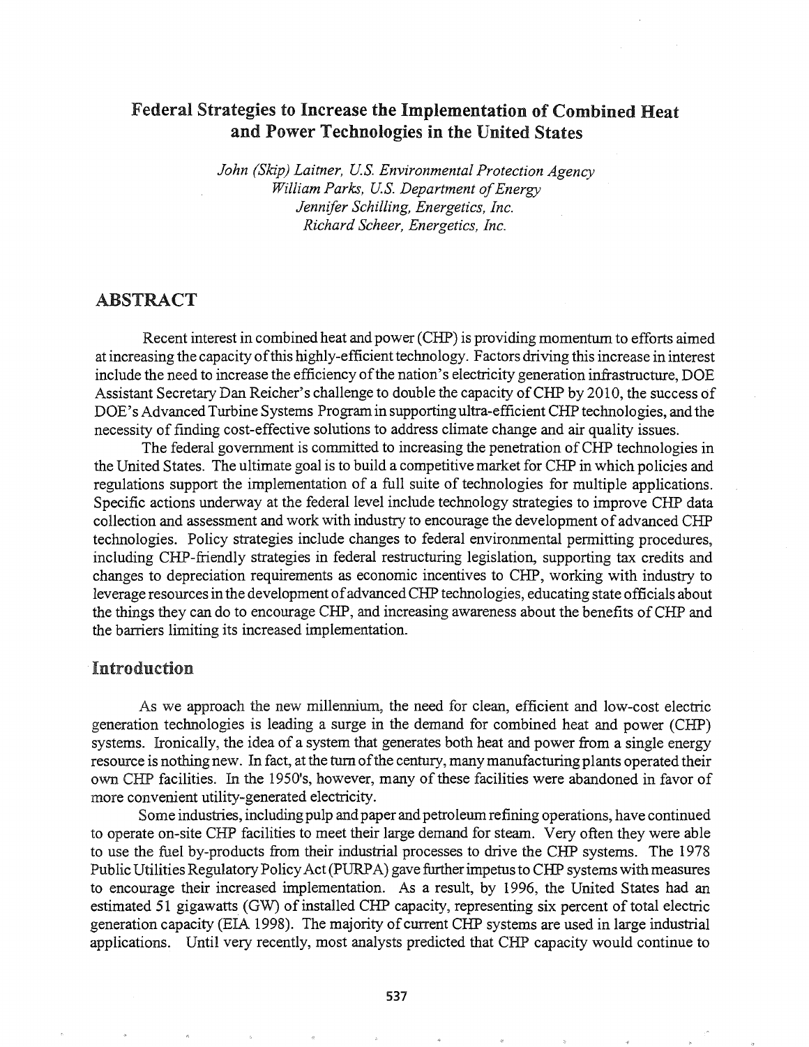# Federal Strategies to Increase the Implementation of Combined Heat and Power Technologies in the United States

*John (Skip) Laitner, U.S. Environmental Protection Agency*
*William Parks, U.S. Department of Energy*
*Jennifer Schilling, Energetics, Inc.*
*Richard Scheer, Energetics, Inc.*

## ABSTRACT

Recent interest in combined heat and power (CHP) is providing momentum to efforts aimed at increasing the capacity of this highly-efficient technology. Factors driving this increase in interest include the need to increase the efficiency of the nation's electricity generation infrastructure, DOE Assistant Secretary Dan Reicher's challenge to double the capacity of CHP by 2010, the success of DOE's Advanced Turbine Systems Program in supporting ultra-efficient CHP technologies, and the necessity of finding cost-effective solutions to address climate change and air quality issues.

The federal government is committed to increasing the penetration of CHP technologies in the United States. The ultimate goal is to build a competitive market for CHP in which policies and regulations support the implementation of a full suite of technologies for multiple applications. Specific actions underway at the federal level include technology strategies to improve CHP data collection and assessment and work with industry to encourage the development of advanced CHP technologies. Policy strategies include changes to federal environmental permitting procedures, including CHP-friendly strategies in federal restructuring legislation, supporting tax credits and changes to depreciation requirements as economic incentives to CHP, working with industry to leverage resources in the development of advanced CHP technologies, educating state officials about the things they can do to encourage CHP, and increasing awareness about the benefits of CHP and the barriers limiting its increased implementation.

## Introduction

As we approach the new millennium, the need for clean, efficient and low-cost electric generation technologies is leading a surge in the demand for combined heat and power (CHP) systems. Ironically, the idea of a system that generates both heat and power from a single energy resource is nothing new. In fact, at the turn of the century, many manufacturing plants operated their own CHP facilities. In the 1950's, however, many of these facilities were abandoned in favor of more convenient utility-generated electricity.

Some industries, including pulp and paper and petroleum refining operations, have continued to operate on-site CHP facilities to meet their large demand for steam. Very often they were able to use the fuel by-products from their industrial processes to drive the CHP systems. The 1978 Public Utilities Regulatory Policy Act (PURPA) gave further impetus to CHP systems with measures to encourage their increased implementation. As a result, by 1996, the United States had an estimated 51 gigawatts (GW) of installed CHP capacity, representing six percent of total electric generation capacity (EIA 1998). The majority of current CHP systems are used in large industrial applications. Until very recently, most analysts predicted that CHP capacity would continue to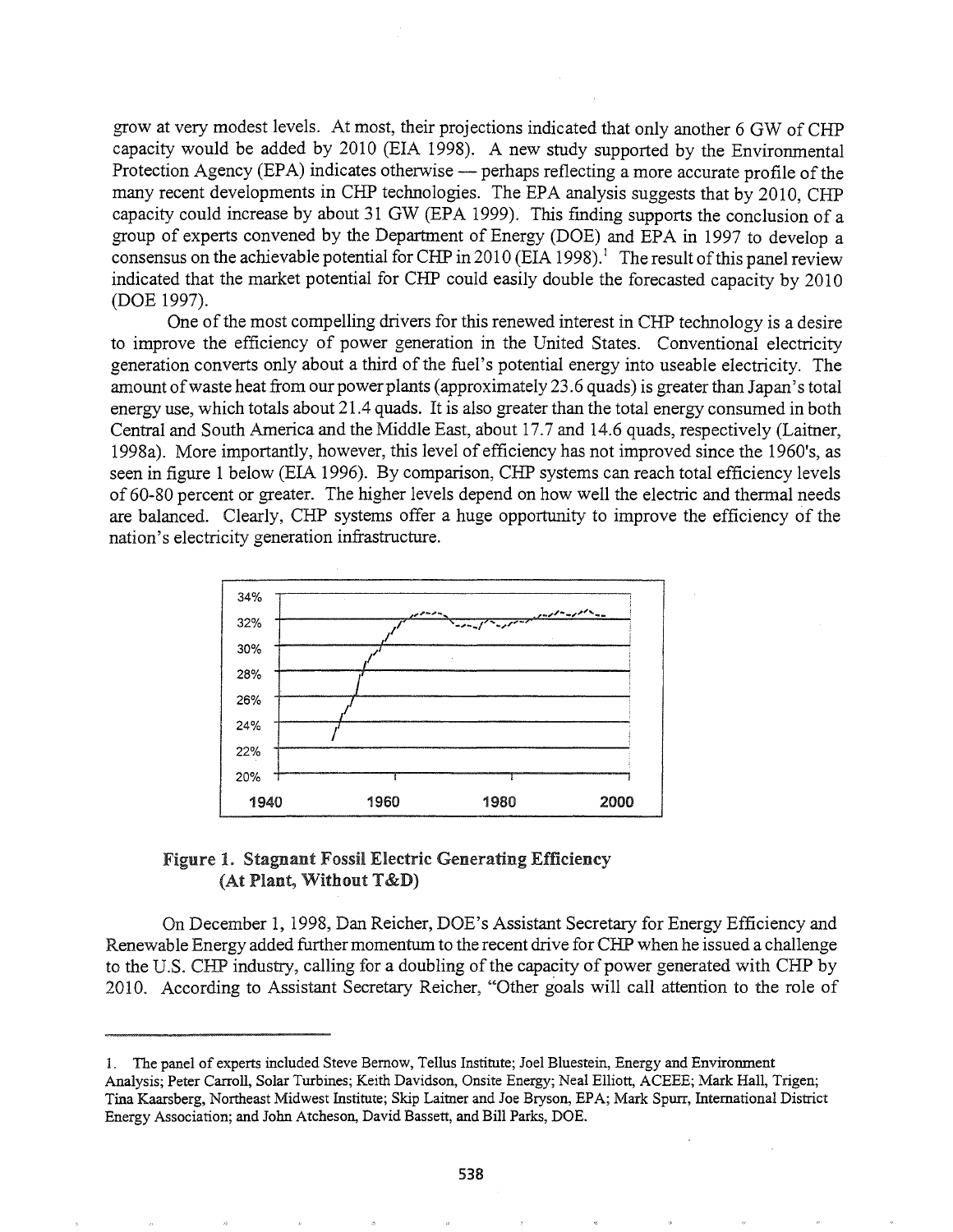grow at very modest levels. At most, their projections indicated that only another 6 GW of CHP capacity would be added by 2010 (EIA 1998). A new study supported by the Environmental Protection Agency (EPA) indicates otherwise — perhaps reflecting a more accurate profile of the many recent developments in CHP technologies. The EPA analysis suggests that by 2010, CHP capacity could increase by about 31 GW (EPA 1999). This finding supports the conclusion of a group of experts convened by the Department of Energy (DOE) and EPA in 1997 to develop a consensus on the achievable potential for CHP in 2010 (EIA 1998).[1] The result of this panel review indicated that the market potential for CHP could easily double the forecasted capacity by 2010 (DOE 1997).

One of the most compelling drivers for this renewed interest in CHP technology is a desire to improve the efficiency of power generation in the United States. Conventional electricity generation converts only about a third of the fuel's potential energy into useable electricity. The amount of waste heat from our power plants (approximately 23.6 quads) is greater than Japan's total energy use, which totals about 21.4 quads. It is also greater than the total energy consumed in both Central and South America and the Middle East, about 17.7 and 14.6 quads, respectively (Laitner, 1998a). More importantly, however, this level of efficiency has not improved since the 1960's, as seen in figure 1 below (EIA 1996). By comparison, CHP systems can reach total efficiency levels of 60-80 percent or greater. The higher levels depend on how well the electric and thermal needs are balanced. Clearly, CHP systems offer a huge opportunity to improve the efficiency of the nation's electricity generation infrastructure.

**Figure 1. Stagnant Fossil Electric Generating Efficiency (At Plant, Without T&D)**

On December 1, 1998, Dan Reicher, DOE's Assistant Secretary for Energy Efficiency and Renewable Energy added further momentum to the recent drive for CHP when he issued a challenge to the U.S. CHP industry, calling for a doubling of the capacity of power generated with CHP by 2010. According to Assistant Secretary Reicher, "Other goals will call attention to the role of

---

1. The panel of experts included Steve Bernow, Tellus Institute; Joel Bluestein, Energy and Environment Analysis; Peter Carroll, Solar Turbines; Keith Davidson, Onsite Energy; Neal Elliott, ACEEE; Mark Hall, Trigen; Tina Kaarsberg, Northeast Midwest Institute; Skip Laitner and Joe Bryson, EPA; Mark Spurr, International District Energy Association; and John Atcheson, David Bassett, and Bill Parks, DOE.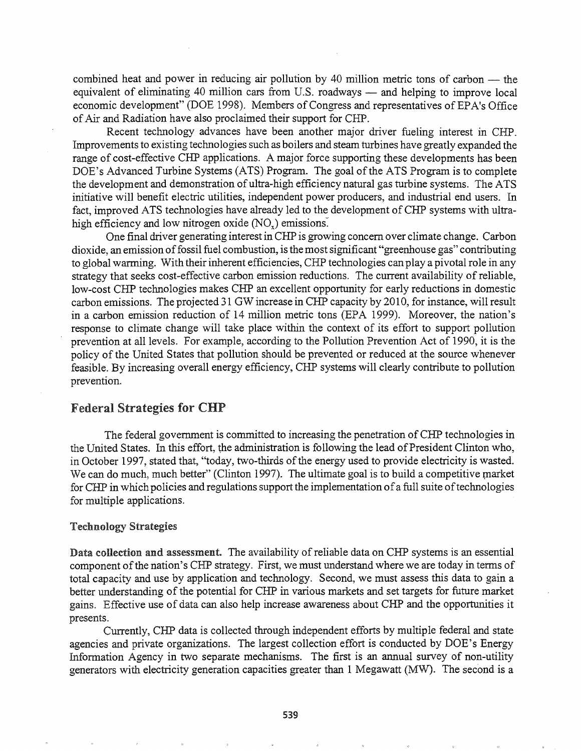combined heat and power in reducing air pollution by 40 million metric tons of carbon — the equivalent of eliminating 40 million cars from U.S. roadways — and helping to improve local economic development" (DOE 1998). Members of Congress and representatives of EPA's Office of Air and Radiation have also proclaimed their support for CHP.

Recent technology advances have been another major driver fueling interest in CHP. Improvements to existing technologies such as boilers and steam turbines have greatly expanded the range of cost-effective CHP applications. A major force supporting these developments has been DOE's Advanced Turbine Systems (ATS) Program. The goal of the ATS Program is to complete the development and demonstration of ultra-high efficiency natural gas turbine systems. The ATS initiative will benefit electric utilities, independent power producers, and industrial end users. In fact, improved ATS technologies have already led to the development of CHP systems with ultra-high efficiency and low nitrogen oxide ($NO_x$) emissions.

One final driver generating interest in CHP is growing concern over climate change. Carbon dioxide, an emission of fossil fuel combustion, is the most significant "greenhouse gas" contributing to global warming. With their inherent efficiencies, CHP technologies can play a pivotal role in any strategy that seeks cost-effective carbon emission reductions. The current availability of reliable, low-cost CHP technologies makes CHP an excellent opportunity for early reductions in domestic carbon emissions. The projected 31 GW increase in CHP capacity by 2010, for instance, will result in a carbon emission reduction of 14 million metric tons (EPA 1999). Moreover, the nation's response to climate change will take place within the context of its effort to support pollution prevention at all levels. For example, according to the Pollution Prevention Act of 1990, it is the policy of the United States that pollution should be prevented or reduced at the source whenever feasible. By increasing overall energy efficiency, CHP systems will clearly contribute to pollution prevention.

## Federal Strategies for CHP

The federal government is committed to increasing the penetration of CHP technologies in the United States. In this effort, the administration is following the lead of President Clinton who, in October 1997, stated that, "today, two-thirds of the energy used to provide electricity is wasted. We can do much, much better" (Clinton 1997). The ultimate goal is to build a competitive market for CHP in which policies and regulations support the implementation of a full suite of technologies for multiple applications.

### Technology Strategies

**Data collection and assessment.** The availability of reliable data on CHP systems is an essential component of the nation's CHP strategy. First, we must understand where we are today in terms of total capacity and use by application and technology. Second, we must assess this data to gain a better understanding of the potential for CHP in various markets and set targets for future market gains. Effective use of data can also help increase awareness about CHP and the opportunities it presents.

Currently, CHP data is collected through independent efforts by multiple federal and state agencies and private organizations. The largest collection effort is conducted by DOE's Energy Information Agency in two separate mechanisms. The first is an annual survey of non-utility generators with electricity generation capacities greater than 1 Megawatt (MW). The second is a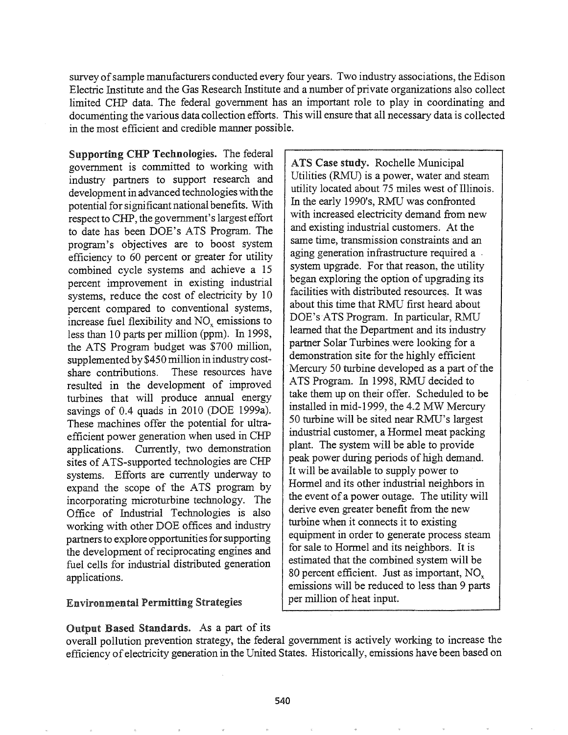survey of sample manufacturers conducted every four years. Two industry associations, the Edison Electric Institute and the Gas Research Institute and a number of private organizations also collect limited CHP data. The federal government has an important role to play in coordinating and documenting the various data collection efforts. This will ensure that all necessary data is collected in the most efficient and credible manner possible.

**Supporting CHP Technologies.** The federal government is committed to working with industry partners to support research and development in advanced technologies with the potential for significant national benefits. With respect to CHP, the government's largest effort to date has been DOE's ATS Program. The program's objectives are to boost system efficiency to 60 percent or greater for utility combined cycle systems and achieve a 15 percent improvement in existing industrial systems, reduce the cost of electricity by 10 percent compared to conventional systems, increase fuel flexibility and $NO_x$ emissions to less than 10 parts per million (ppm). In 1998, the ATS Program budget was $700 million, supplemented by $450 million in industry cost-share contributions. These resources have resulted in the development of improved turbines that will produce annual energy savings of 0.4 quads in 2010 (DOE 1999a). These machines offer the potential for ultra-efficient power generation when used in CHP applications. Currently, two demonstration sites of ATS-supported technologies are CHP systems. Efforts are currently underway to expand the scope of the ATS program by incorporating microturbine technology. The Office of Industrial Technologies is also working with other DOE offices and industry partners to explore opportunities for supporting the development of reciprocating engines and fuel cells for industrial distributed generation applications.

> **ATS Case study.** Rochelle Municipal Utilities (RMU) is a power, water and steam utility located about 75 miles west of Illinois. In the early 1990's, RMU was confronted with increased electricity demand from new and existing industrial customers. At the same time, transmission constraints and an aging generation infrastructure required a system upgrade. For that reason, the utility began exploring the option of upgrading its facilities with distributed resources. It was about this time that RMU first heard about DOE's ATS Program. In particular, RMU learned that the Department and its industry partner Solar Turbines were looking for a demonstration site for the highly efficient Mercury 50 turbine developed as a part of the ATS Program. In 1998, RMU decided to take them up on their offer. Scheduled to be installed in mid-1999, the 4.2 MW Mercury 50 turbine will be sited near RMU's largest industrial customer, a Hormel meat packing plant. The system will be able to provide peak power during periods of high demand. It will be available to supply power to Hormel and its other industrial neighbors in the event of a power outage. The utility will derive even greater benefit from the new turbine when it connects it to existing equipment in order to generate process steam for sale to Hormel and its neighbors. It is estimated that the combined system will be 80 percent efficient. Just as important, $NO_x$ emissions will be reduced to less than 9 parts per million of heat input.

### Environmental Permitting Strategies

**Output Based Standards.** As a part of its overall pollution prevention strategy, the federal government is actively working to increase the efficiency of electricity generation in the United States. Historically, emissions have been based on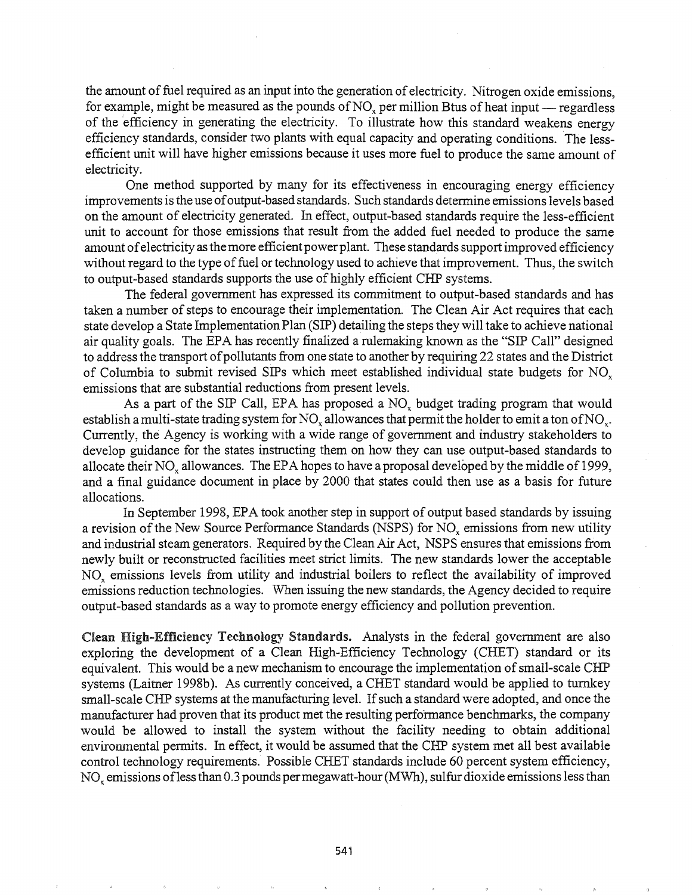the amount of fuel required as an input into the generation of electricity. Nitrogen oxide emissions, for example, might be measured as the pounds of $NO_x$ per million Btus of heat input — regardless of the efficiency in generating the electricity. To illustrate how this standard weakens energy efficiency standards, consider two plants with equal capacity and operating conditions. The less-efficient unit will have higher emissions because it uses more fuel to produce the same amount of electricity.

One method supported by many for its effectiveness in encouraging energy efficiency improvements is the use of output-based standards. Such standards determine emissions levels based on the amount of electricity generated. In effect, output-based standards require the less-efficient unit to account for those emissions that result from the added fuel needed to produce the same amount of electricity as the more efficient power plant. These standards support improved efficiency without regard to the type of fuel or technology used to achieve that improvement. Thus, the switch to output-based standards supports the use of highly efficient CHP systems.

The federal government has expressed its commitment to output-based standards and has taken a number of steps to encourage their implementation. The Clean Air Act requires that each state develop a State Implementation Plan (SIP) detailing the steps they will take to achieve national air quality goals. The EPA has recently finalized a rulemaking known as the "SIP Call" designed to address the transport of pollutants from one state to another by requiring 22 states and the District of Columbia to submit revised SIPs which meet established individual state budgets for $NO_x$ emissions that are substantial reductions from present levels.

As a part of the SIP Call, EPA has proposed a $NO_x$ budget trading program that would establish a multi-state trading system for $NO_x$ allowances that permit the holder to emit a ton of $NO_x$. Currently, the Agency is working with a wide range of government and industry stakeholders to develop guidance for the states instructing them on how they can use output-based standards to allocate their $NO_x$ allowances. The EPA hopes to have a proposal developed by the middle of 1999, and a final guidance document in place by 2000 that states could then use as a basis for future allocations.

In September 1998, EPA took another step in support of output based standards by issuing a revision of the New Source Performance Standards (NSPS) for $NO_x$ emissions from new utility and industrial steam generators. Required by the Clean Air Act, NSPS ensures that emissions from newly built or reconstructed facilities meet strict limits. The new standards lower the acceptable $NO_x$ emissions levels from utility and industrial boilers to reflect the availability of improved emissions reduction technologies. When issuing the new standards, the Agency decided to require output-based standards as a way to promote energy efficiency and pollution prevention.

**Clean High-Efficiency Technology Standards.** Analysts in the federal government are also exploring the development of a Clean High-Efficiency Technology (CHET) standard or its equivalent. This would be a new mechanism to encourage the implementation of small-scale CHP systems (Laitner 1998b). As currently conceived, a CHET standard would be applied to turnkey small-scale CHP systems at the manufacturing level. If such a standard were adopted, and once the manufacturer had proven that its product met the resulting performance benchmarks, the company would be allowed to install the system without the facility needing to obtain additional environmental permits. In effect, it would be assumed that the CHP system met all best available control technology requirements. Possible CHET standards include 60 percent system efficiency, $NO_x$ emissions of less than 0.3 pounds per megawatt-hour (MWh), sulfur dioxide emissions less than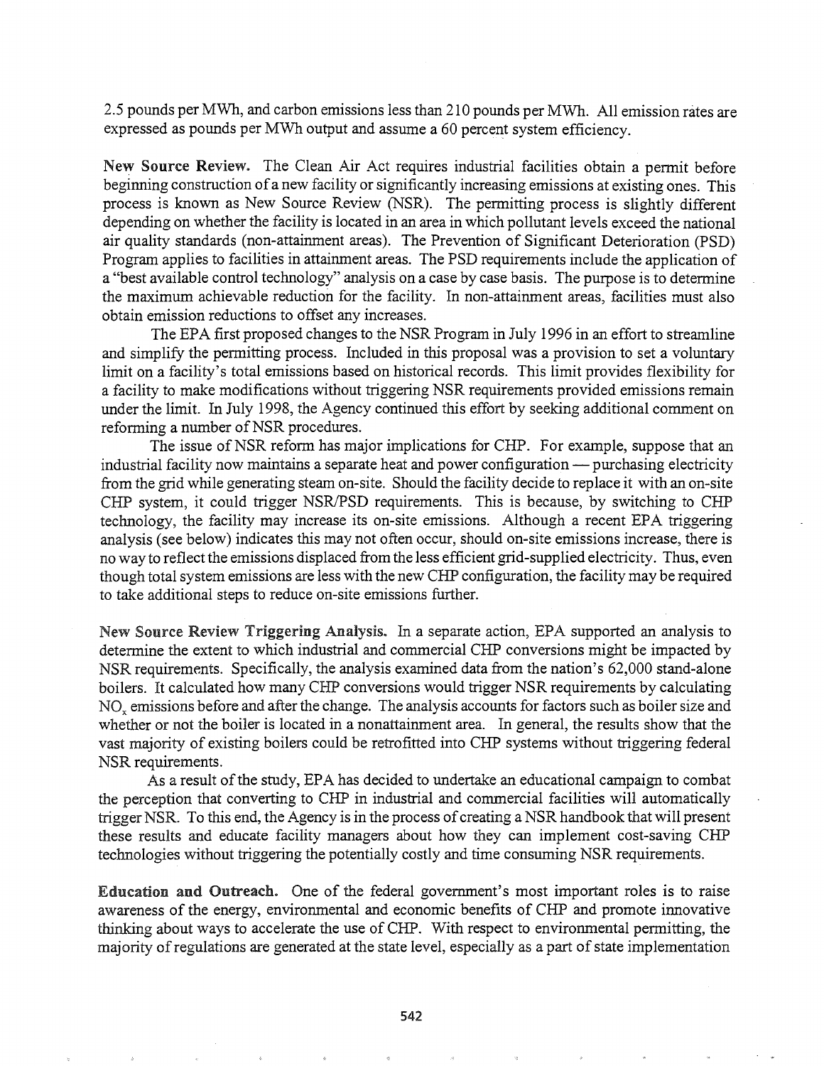2.5 pounds per MWh, and carbon emissions less than 210 pounds per MWh. All emission rates are expressed as pounds per MWh output and assume a 60 percent system efficiency.

**New Source Review.** The Clean Air Act requires industrial facilities obtain a permit before beginning construction of a new facility or significantly increasing emissions at existing ones. This process is known as New Source Review (NSR). The permitting process is slightly different depending on whether the facility is located in an area in which pollutant levels exceed the national air quality standards (non-attainment areas). The Prevention of Significant Deterioration (PSD) Program applies to facilities in attainment areas. The PSD requirements include the application of a "best available control technology" analysis on a case by case basis. The purpose is to determine the maximum achievable reduction for the facility. In non-attainment areas, facilities must also obtain emission reductions to offset any increases.

The EPA first proposed changes to the NSR Program in July 1996 in an effort to streamline and simplify the permitting process. Included in this proposal was a provision to set a voluntary limit on a facility's total emissions based on historical records. This limit provides flexibility for a facility to make modifications without triggering NSR requirements provided emissions remain under the limit. In July 1998, the Agency continued this effort by seeking additional comment on reforming a number of NSR procedures.

The issue of NSR reform has major implications for CHP. For example, suppose that an industrial facility now maintains a separate heat and power configuration — purchasing electricity from the grid while generating steam on-site. Should the facility decide to replace it with an on-site CHP system, it could trigger NSR/PSD requirements. This is because, by switching to CHP technology, the facility may increase its on-site emissions. Although a recent EPA triggering analysis (see below) indicates this may not often occur, should on-site emissions increase, there is no way to reflect the emissions displaced from the less efficient grid-supplied electricity. Thus, even though total system emissions are less with the new CHP configuration, the facility may be required to take additional steps to reduce on-site emissions further.

**New Source Review Triggering Analysis.** In a separate action, EPA supported an analysis to determine the extent to which industrial and commercial CHP conversions might be impacted by NSR requirements. Specifically, the analysis examined data from the nation's 62,000 stand-alone boilers. It calculated how many CHP conversions would trigger NSR requirements by calculating $NO_x$ emissions before and after the change. The analysis accounts for factors such as boiler size and whether or not the boiler is located in a nonattainment area. In general, the results show that the vast majority of existing boilers could be retrofitted into CHP systems without triggering federal NSR requirements.

As a result of the study, EPA has decided to undertake an educational campaign to combat the perception that converting to CHP in industrial and commercial facilities will automatically trigger NSR. To this end, the Agency is in the process of creating a NSR handbook that will present these results and educate facility managers about how they can implement cost-saving CHP technologies without triggering the potentially costly and time consuming NSR requirements.

**Education and Outreach.** One of the federal government's most important roles is to raise awareness of the energy, environmental and economic benefits of CHP and promote innovative thinking about ways to accelerate the use of CHP. With respect to environmental permitting, the majority of regulations are generated at the state level, especially as a part of state implementation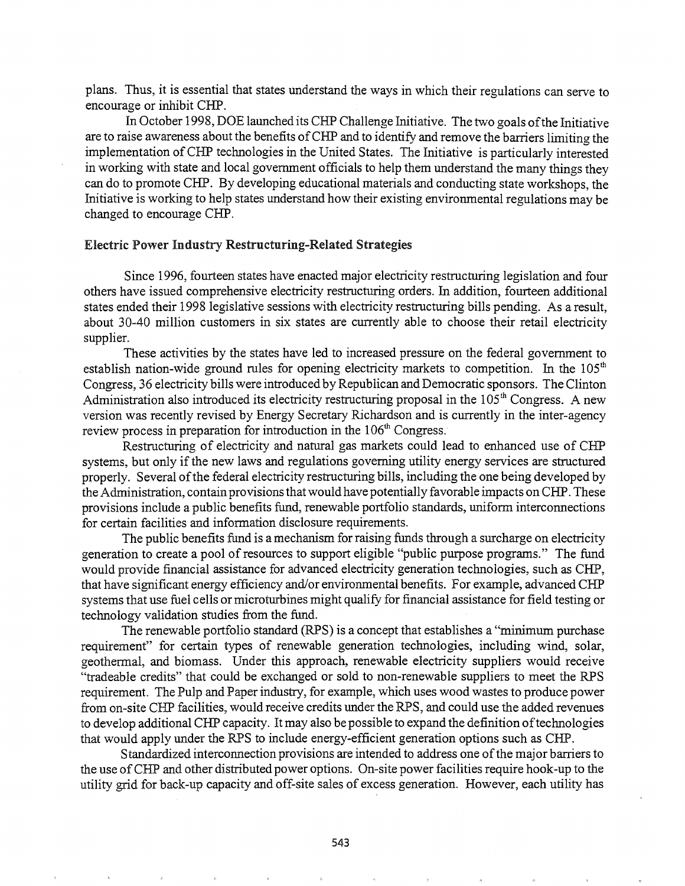plans. Thus, it is essential that states understand the ways in which their regulations can serve to encourage or inhibit CHP.

In October 1998, DOE launched its CHP Challenge Initiative. The two goals of the Initiative are to raise awareness about the benefits of CHP and to identify and remove the barriers limiting the implementation of CHP technologies in the United States. The Initiative is particularly interested in working with state and local government officials to help them understand the many things they can do to promote CHP. By developing educational materials and conducting state workshops, the Initiative is working to help states understand how their existing environmental regulations may be changed to encourage CHP.

### Electric Power Industry Restructuring-Related Strategies

Since 1996, fourteen states have enacted major electricity restructuring legislation and four others have issued comprehensive electricity restructuring orders. In addition, fourteen additional states ended their 1998 legislative sessions with electricity restructuring bills pending. As a result, about 30-40 million customers in six states are currently able to choose their retail electricity supplier.

These activities by the states have led to increased pressure on the federal government to establish nation-wide ground rules for opening electricity markets to competition. In the 105th Congress, 36 electricity bills were introduced by Republican and Democratic sponsors. The Clinton Administration also introduced its electricity restructuring proposal in the 105th Congress. A new version was recently revised by Energy Secretary Richardson and is currently in the inter-agency review process in preparation for introduction in the 106th Congress.

Restructuring of electricity and natural gas markets could lead to enhanced use of CHP systems, but only if the new laws and regulations governing utility energy services are structured properly. Several of the federal electricity restructuring bills, including the one being developed by the Administration, contain provisions that would have potentially favorable impacts on CHP. These provisions include a public benefits fund, renewable portfolio standards, uniform interconnections for certain facilities and information disclosure requirements.

The public benefits fund is a mechanism for raising funds through a surcharge on electricity generation to create a pool of resources to support eligible "public purpose programs." The fund would provide financial assistance for advanced electricity generation technologies, such as CHP, that have significant energy efficiency and/or environmental benefits. For example, advanced CHP systems that use fuel cells or microturbines might qualify for financial assistance for field testing or technology validation studies from the fund.

The renewable portfolio standard (RPS) is a concept that establishes a "minimum purchase requirement" for certain types of renewable generation technologies, including wind, solar, geothermal, and biomass. Under this approach, renewable electricity suppliers would receive "tradeable credits" that could be exchanged or sold to non-renewable suppliers to meet the RPS requirement. The Pulp and Paper industry, for example, which uses wood wastes to produce power from on-site CHP facilities, would receive credits under the RPS, and could use the added revenues to develop additional CHP capacity. It may also be possible to expand the definition of technologies that would apply under the RPS to include energy-efficient generation options such as CHP.

Standardized interconnection provisions are intended to address one of the major barriers to the use of CHP and other distributed power options. On-site power facilities require hook-up to the utility grid for back-up capacity and off-site sales of excess generation. However, each utility has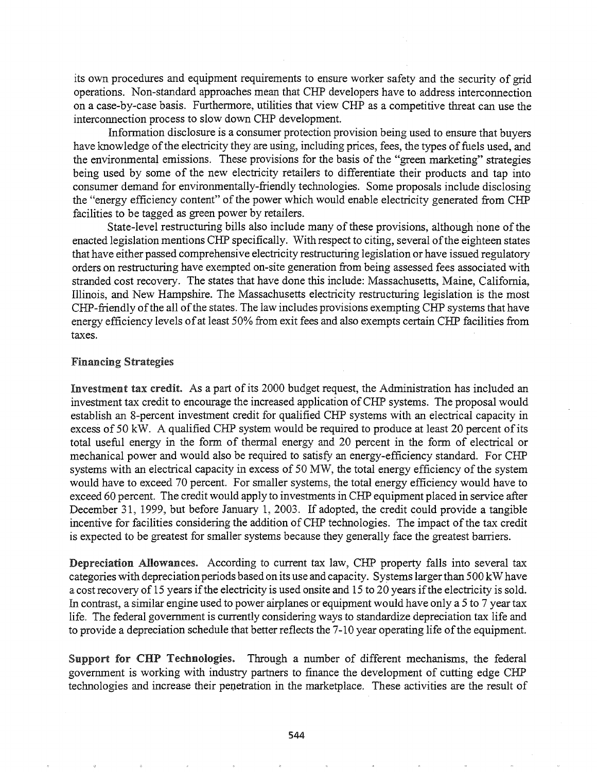its own procedures and equipment requirements to ensure worker safety and the security of grid operations. Non-standard approaches mean that CHP developers have to address interconnection on a case-by-case basis. Furthermore, utilities that view CHP as a competitive threat can use the interconnection process to slow down CHP development.

Information disclosure is a consumer protection provision being used to ensure that buyers have knowledge of the electricity they are using, including prices, fees, the types of fuels used, and the environmental emissions. These provisions for the basis of the "green marketing" strategies being used by some of the new electricity retailers to differentiate their products and tap into consumer demand for environmentally-friendly technologies. Some proposals include disclosing the "energy efficiency content" of the power which would enable electricity generated from CHP facilities to be tagged as green power by retailers.

State-level restructuring bills also include many of these provisions, although none of the enacted legislation mentions CHP specifically. With respect to citing, several of the eighteen states that have either passed comprehensive electricity restructuring legislation or have issued regulatory orders on restructuring have exempted on-site generation from being assessed fees associated with stranded cost recovery. The states that have done this include: Massachusetts, Maine, California, Illinois, and New Hampshire. The Massachusetts electricity restructuring legislation is the most CHP-friendly of the all of the states. The law includes provisions exempting CHP systems that have energy efficiency levels of at least 50% from exit fees and also exempts certain CHP facilities from taxes.

### Financing Strategies

**Investment tax credit.** As a part of its 2000 budget request, the Administration has included an investment tax credit to encourage the increased application of CHP systems. The proposal would establish an 8-percent investment credit for qualified CHP systems with an electrical capacity in excess of 50 kW. A qualified CHP system would be required to produce at least 20 percent of its total useful energy in the form of thermal energy and 20 percent in the form of electrical or mechanical power and would also be required to satisfy an energy-efficiency standard. For CHP systems with an electrical capacity in excess of 50 MW, the total energy efficiency of the system would have to exceed 70 percent. For smaller systems, the total energy efficiency would have to exceed 60 percent. The credit would apply to investments in CHP equipment placed in service after December 31, 1999, but before January 1, 2003. If adopted, the credit could provide a tangible incentive for facilities considering the addition of CHP technologies. The impact of the tax credit is expected to be greatest for smaller systems because they generally face the greatest barriers.

**Depreciation Allowances.** According to current tax law, CHP property falls into several tax categories with depreciation periods based on its use and capacity. Systems larger than 500 kW have a cost recovery of 15 years if the electricity is used onsite and 15 to 20 years if the electricity is sold. In contrast, a similar engine used to power airplanes or equipment would have only a 5 to 7 year tax life. The federal government is currently considering ways to standardize depreciation tax life and to provide a depreciation schedule that better reflects the 7-10 year operating life of the equipment.

**Support for CHP Technologies.** Through a number of different mechanisms, the federal government is working with industry partners to finance the development of cutting edge CHP technologies and increase their penetration in the marketplace. These activities are the result of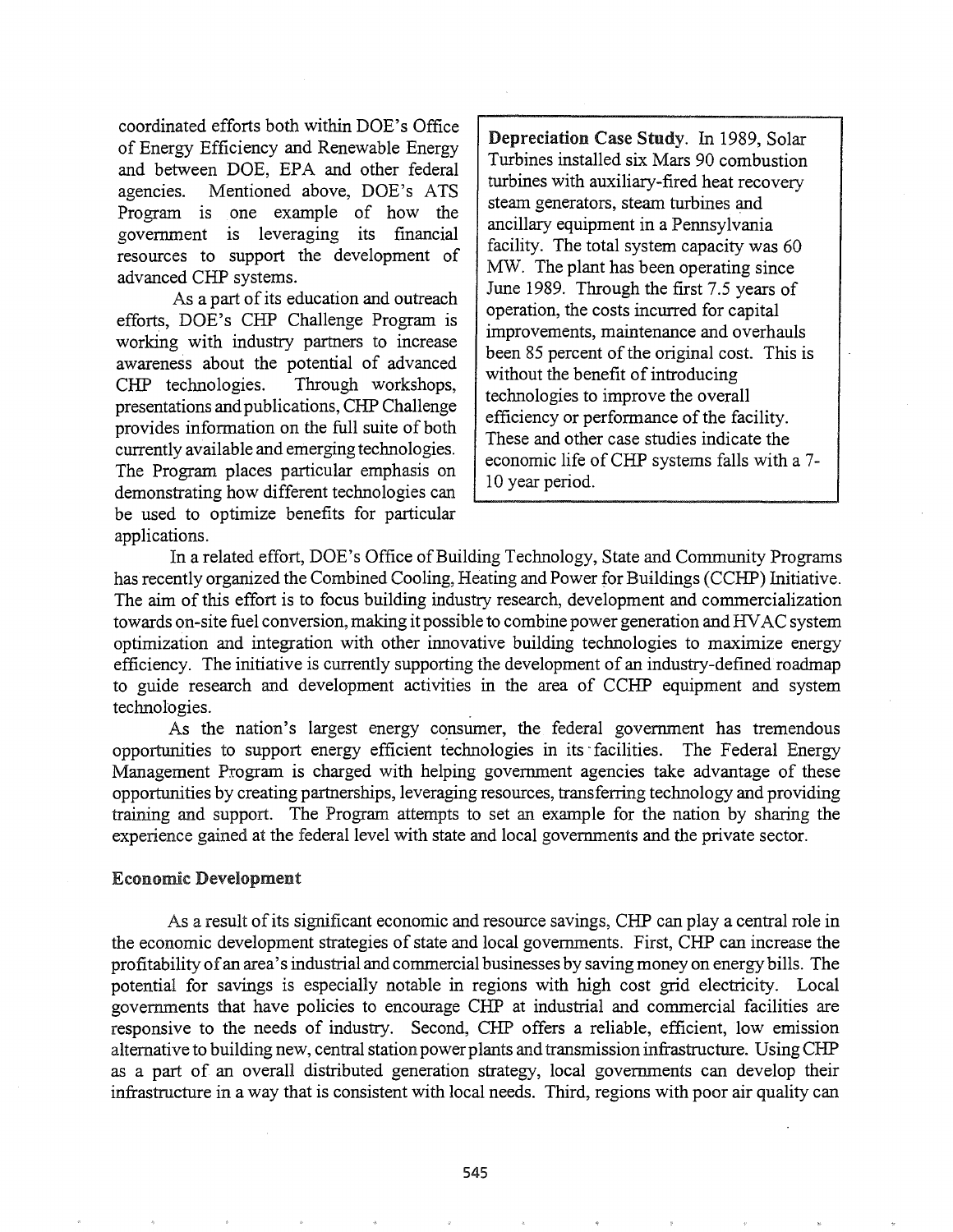coordinated efforts both within DOE's Office of Energy Efficiency and Renewable Energy and between DOE, EPA and other federal agencies. Mentioned above, DOE's ATS Program is one example of how the government is leveraging its financial resources to support the development of advanced CHP systems.

As a part of its education and outreach efforts, DOE's CHP Challenge Program is working with industry partners to increase awareness about the potential of advanced CHP technologies. Through workshops, presentations and publications, CHP Challenge provides information on the full suite of both currently available and emerging technologies. The Program places particular emphasis on demonstrating how different technologies can be used to optimize benefits for particular applications.

> **Depreciation Case Study.** In 1989, Solar Turbines installed six Mars 90 combustion turbines with auxiliary-fired heat recovery steam generators, steam turbines and ancillary equipment in a Pennsylvania facility. The total system capacity was 60 MW. The plant has been operating since June 1989. Through the first 7.5 years of operation, the costs incurred for capital improvements, maintenance and overhauls been 85 percent of the original cost. This is without the benefit of introducing technologies to improve the overall efficiency or performance of the facility. These and other case studies indicate the economic life of CHP systems falls with a 7-10 year period.

In a related effort, DOE's Office of Building Technology, State and Community Programs has recently organized the Combined Cooling, Heating and Power for Buildings (CCHP) Initiative. The aim of this effort is to focus building industry research, development and commercialization towards on-site fuel conversion, making it possible to combine power generation and HVAC system optimization and integration with other innovative building technologies to maximize energy efficiency. The initiative is currently supporting the development of an industry-defined roadmap to guide research and development activities in the area of CCHP equipment and system technologies.

As the nation's largest energy consumer, the federal government has tremendous opportunities to support energy efficient technologies in its facilities. The Federal Energy Management Program is charged with helping government agencies take advantage of these opportunities by creating partnerships, leveraging resources, transferring technology and providing training and support. The Program attempts to set an example for the nation by sharing the experience gained at the federal level with state and local governments and the private sector.

### Economic Development

As a result of its significant economic and resource savings, CHP can play a central role in the economic development strategies of state and local governments. First, CHP can increase the profitability of an area's industrial and commercial businesses by saving money on energy bills. The potential for savings is especially notable in regions with high cost grid electricity. Local governments that have policies to encourage CHP at industrial and commercial facilities are responsive to the needs of industry. Second, CHP offers a reliable, efficient, low emission alternative to building new, central station power plants and transmission infrastructure. Using CHP as a part of an overall distributed generation strategy, local governments can develop their infrastructure in a way that is consistent with local needs. Third, regions with poor air quality can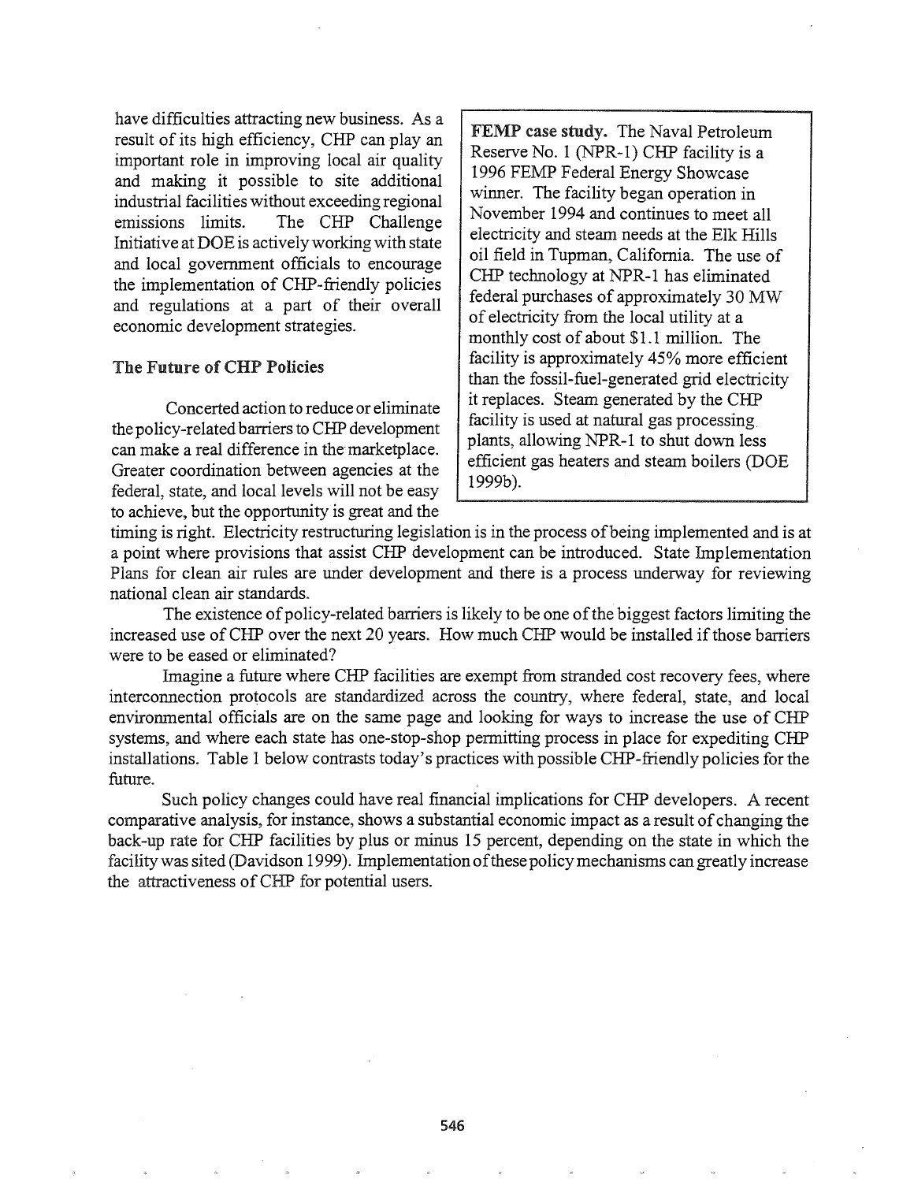have difficulties attracting new business. As a result of its high efficiency, CHP can play an important role in improving local air quality and making it possible to site additional industrial facilities without exceeding regional emissions limits. The CHP Challenge Initiative at DOE is actively working with state and local government officials to encourage the implementation of CHP-friendly policies and regulations at a part of their overall economic development strategies.

> **FEMP case study.** The Naval Petroleum Reserve No. 1 (NPR-1) CHP facility is a 1996 FEMP Federal Energy Showcase winner. The facility began operation in November 1994 and continues to meet all electricity and steam needs at the Elk Hills oil field in Tupman, California. The use of CHP technology at NPR-1 has eliminated federal purchases of approximately 30 MW of electricity from the local utility at a monthly cost of about $1.1 million. The facility is approximately 45% more efficient than the fossil-fuel-generated grid electricity it replaces. Steam generated by the CHP facility is used at natural gas processing plants, allowing NPR-1 to shut down less efficient gas heaters and steam boilers (DOE 1999b).

### The Future of CHP Policies

Concerted action to reduce or eliminate the policy-related barriers to CHP development can make a real difference in the marketplace. Greater coordination between agencies at the federal, state, and local levels will not be easy to achieve, but the opportunity is great and the timing is right. Electricity restructuring legislation is in the process of being implemented and is at a point where provisions that assist CHP development can be introduced. State Implementation Plans for clean air rules are under development and there is a process underway for reviewing national clean air standards.

The existence of policy-related barriers is likely to be one of the biggest factors limiting the increased use of CHP over the next 20 years. How much CHP would be installed if those barriers were to be eased or eliminated?

Imagine a future where CHP facilities are exempt from stranded cost recovery fees, where interconnection protocols are standardized across the country, where federal, state, and local environmental officials are on the same page and looking for ways to increase the use of CHP systems, and where each state has one-stop-shop permitting process in place for expediting CHP installations. Table 1 below contrasts today's practices with possible CHP-friendly policies for the future.

Such policy changes could have real financial implications for CHP developers. A recent comparative analysis, for instance, shows a substantial economic impact as a result of changing the back-up rate for CHP facilities by plus or minus 15 percent, depending on the state in which the facility was sited (Davidson 1999). Implementation of these policy mechanisms can greatly increase the attractiveness of CHP for potential users.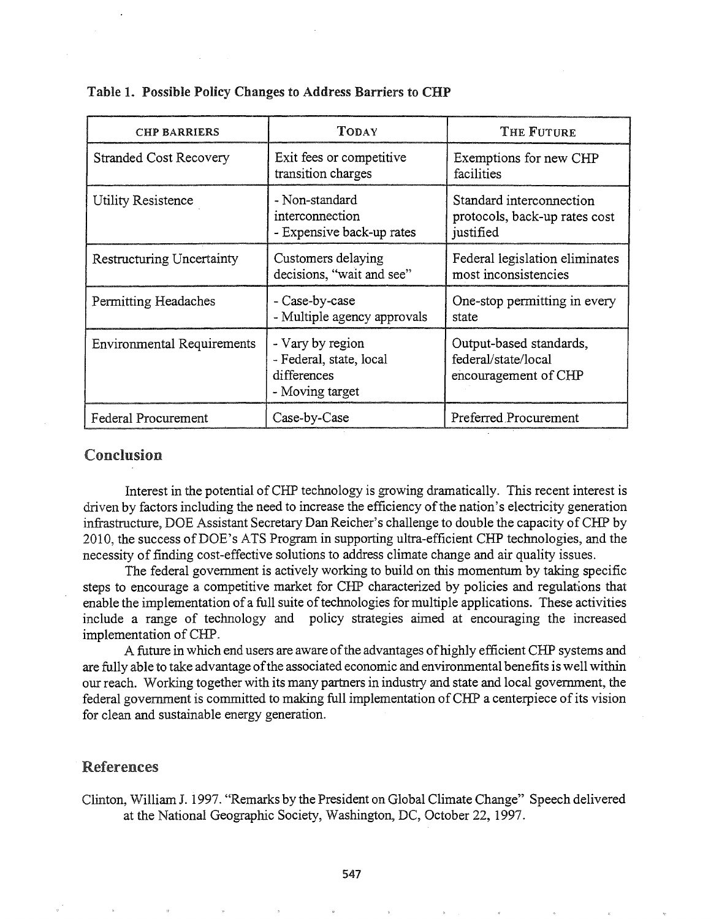**Table 1. Possible Policy Changes to Address Barriers to CHP**

| CHP BARRIERS | TODAY | THE FUTURE |
|---|---|---|
| Stranded Cost Recovery | Exit fees or competitive transition charges | Exemptions for new CHP facilities |
| Utility Resistence | - Non-standard interconnection<br>- Expensive back-up rates | Standard interconnection protocols, back-up rates cost justified |
| Restructuring Uncertainty | Customers delaying decisions, "wait and see" | Federal legislation eliminates most inconsistencies |
| Permitting Headaches | - Case-by-case<br>- Multiple agency approvals | One-stop permitting in every state |
| Environmental Requirements | - Vary by region<br>- Federal, state, local differences<br>- Moving target | Output-based standards, federal/state/local encouragement of CHP |
| Federal Procurement | Case-by-Case | Preferred Procurement |

## Conclusion

Interest in the potential of CHP technology is growing dramatically. This recent interest is driven by factors including the need to increase the efficiency of the nation's electricity generation infrastructure, DOE Assistant Secretary Dan Reicher's challenge to double the capacity of CHP by 2010, the success of DOE's ATS Program in supporting ultra-efficient CHP technologies, and the necessity of finding cost-effective solutions to address climate change and air quality issues.

The federal government is actively working to build on this momentum by taking specific steps to encourage a competitive market for CHP characterized by policies and regulations that enable the implementation of a full suite of technologies for multiple applications. These activities include a range of technology and policy strategies aimed at encouraging the increased implementation of CHP.

A future in which end users are aware of the advantages of highly efficient CHP systems and are fully able to take advantage of the associated economic and environmental benefits is well within our reach. Working together with its many partners in industry and state and local government, the federal government is committed to making full implementation of CHP a centerpiece of its vision for clean and sustainable energy generation.

## References

Clinton, William J. 1997. "Remarks by the President on Global Climate Change" Speech delivered at the National Geographic Society, Washington, DC, October 22, 1997.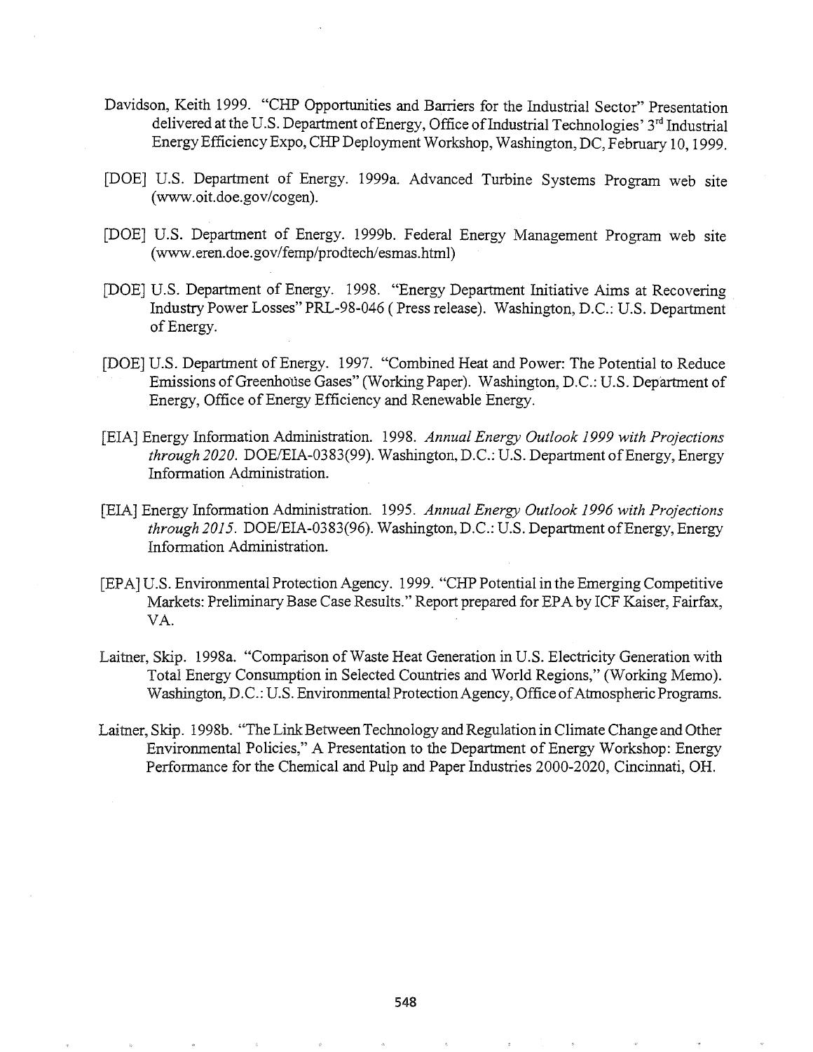Davidson, Keith 1999. "CHP Opportunities and Barriers for the Industrial Sector" Presentation delivered at the U.S. Department of Energy, Office of Industrial Technologies' 3rd Industrial Energy Efficiency Expo, CHP Deployment Workshop, Washington, DC, February 10, 1999.

[DOE] U.S. Department of Energy. 1999a. Advanced Turbine Systems Program web site (www.oit.doe.gov/cogen).

[DOE] U.S. Department of Energy. 1999b. Federal Energy Management Program web site (www.eren.doe.gov/femp/prodtech/esmas.html)

[DOE] U.S. Department of Energy. 1998. "Energy Department Initiative Aims at Recovering Industry Power Losses" PRL-98-046 ( Press release). Washington, D.C.: U.S. Department of Energy.

[DOE] U.S. Department of Energy. 1997. "Combined Heat and Power: The Potential to Reduce Emissions of Greenhouse Gases" (Working Paper). Washington, D.C.: U.S. Department of Energy, Office of Energy Efficiency and Renewable Energy.

[EIA] Energy Information Administration. 1998. *Annual Energy Outlook 1999 with Projections through 2020.* DOE/EIA-0383(99). Washington, D.C.: U.S. Department of Energy, Energy Information Administration.

[EIA] Energy Information Administration. 1995. *Annual Energy Outlook 1996 with Projections through 2015.* DOE/EIA-0383(96). Washington, D.C.: U.S. Department of Energy, Energy Information Administration.

[EPA] U.S. Environmental Protection Agency. 1999. "CHP Potential in the Emerging Competitive Markets: Preliminary Base Case Results." Report prepared for EPA by ICF Kaiser, Fairfax, VA.

Laitner, Skip. 1998a. "Comparison of Waste Heat Generation in U.S. Electricity Generation with Total Energy Consumption in Selected Countries and World Regions," (Working Memo). Washington, D.C.: U.S. Environmental Protection Agency, Office of Atmospheric Programs.

Laitner, Skip. 1998b. "The Link Between Technology and Regulation in Climate Change and Other Environmental Policies," A Presentation to the Department of Energy Workshop: Energy Performance for the Chemical and Pulp and Paper Industries 2000-2020, Cincinnati, OH.